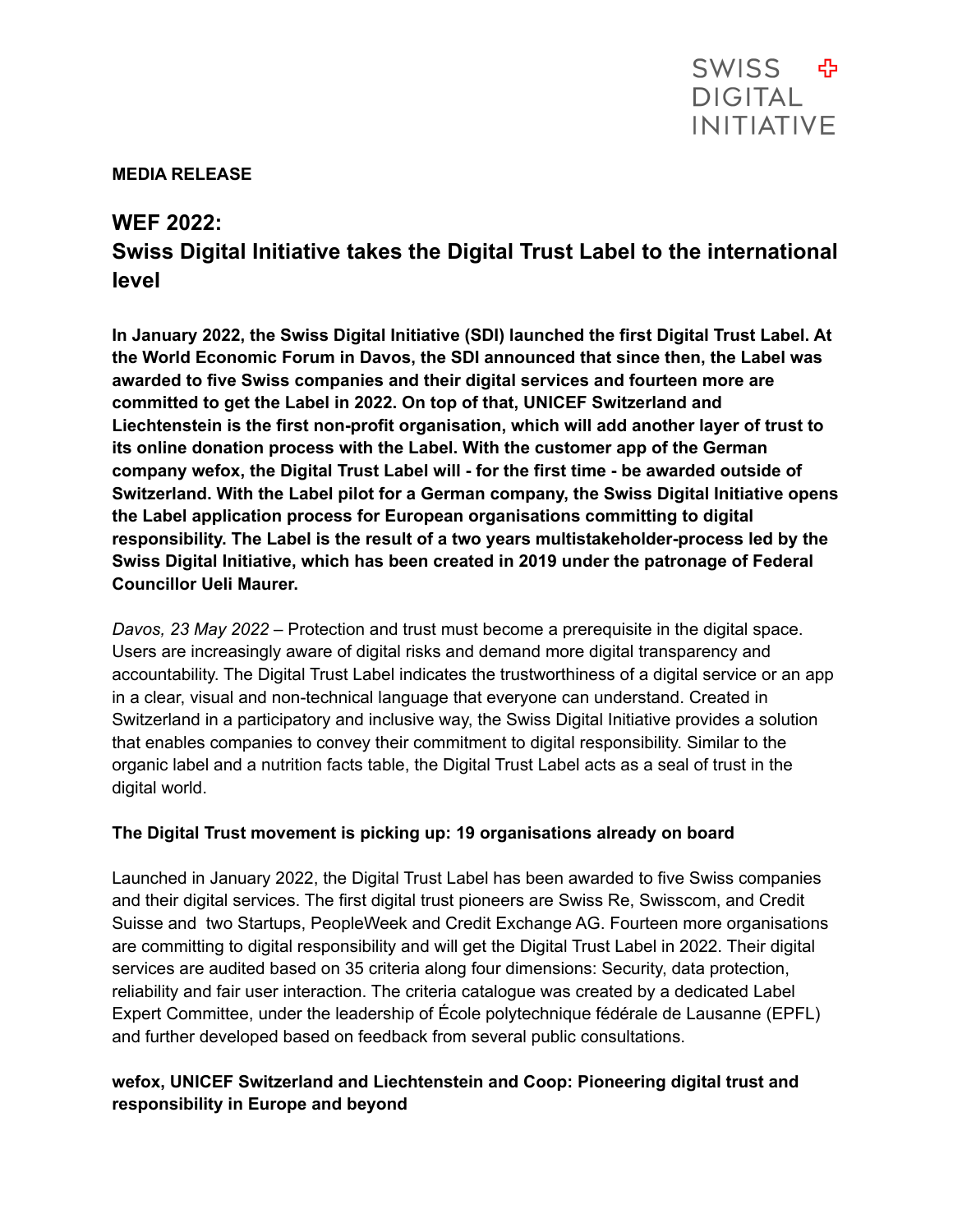SWISS DIGITAL INITIATIVE

**MEDIA RELEASE**

## WEF 2022: Swiss Digital Initiative takes the Digital Trust Label to the international level

**In January 2022, the Swiss Digital Initiative (SDI) launched the first Digital Trust Label. At the World Economic Forum in Davos, the SDI announced that since then, the Label was awarded to five Swiss companies and their digital services and fourteen more are committed to get the Label in 2022. On top of that, UNICEF Switzerland and Liechtenstein is the first non-profit organisation, which will add another layer of trust to its online donation process with the Label. With the customer app of the German company wefox, the Digital Trust Label will - for the first time - be awarded outside of Switzerland. With the Label pilot for a German company, the Swiss Digital Initiative opens the Label application process for European organisations committing to digital responsibility. The Label is the result of a two years multistakeholder-process led by the Swiss Digital Initiative, which has been created in 2019 under the patronage of Federal Councillor Ueli Maurer.**

*Davos, 23 May 2022* – Protection and trust must become a prerequisite in the digital space. Users are increasingly aware of digital risks and demand more digital transparency and accountability. The Digital Trust Label indicates the trustworthiness of a digital service or an app in a clear, visual and non-technical language that everyone can understand. Created in Switzerland in a participatory and inclusive way, the Swiss Digital Initiative provides a solution that enables companies to convey their commitment to digital responsibility. Similar to the organic label and a nutrition facts table, the Digital Trust Label acts as a seal of trust in the digital world.

### The Digital Trust movement is picking up: 19 organisations already on board

Launched in January 2022, the Digital Trust Label has been awarded to five Swiss companies and their digital services. The first digital trust pioneers are Swiss Re, Swisscom, and Credit Suisse and two Startups, PeopleWeek and Credit Exchange AG. Fourteen more organisations are committing to digital responsibility and will get the Digital Trust Label in 2022. Their digital services are audited based on 35 criteria along four dimensions: Security, data protection, reliability and fair user interaction. The criteria catalogue was created by a dedicated Label Expert Committee, under the leadership of École polytechnique fédérale de Lausanne (EPFL) and further developed based on feedback from several public consultations.

### wefox, UNICEF Switzerland and Liechtenstein and Coop: Pioneering digital trust and responsibility in Europe and beyond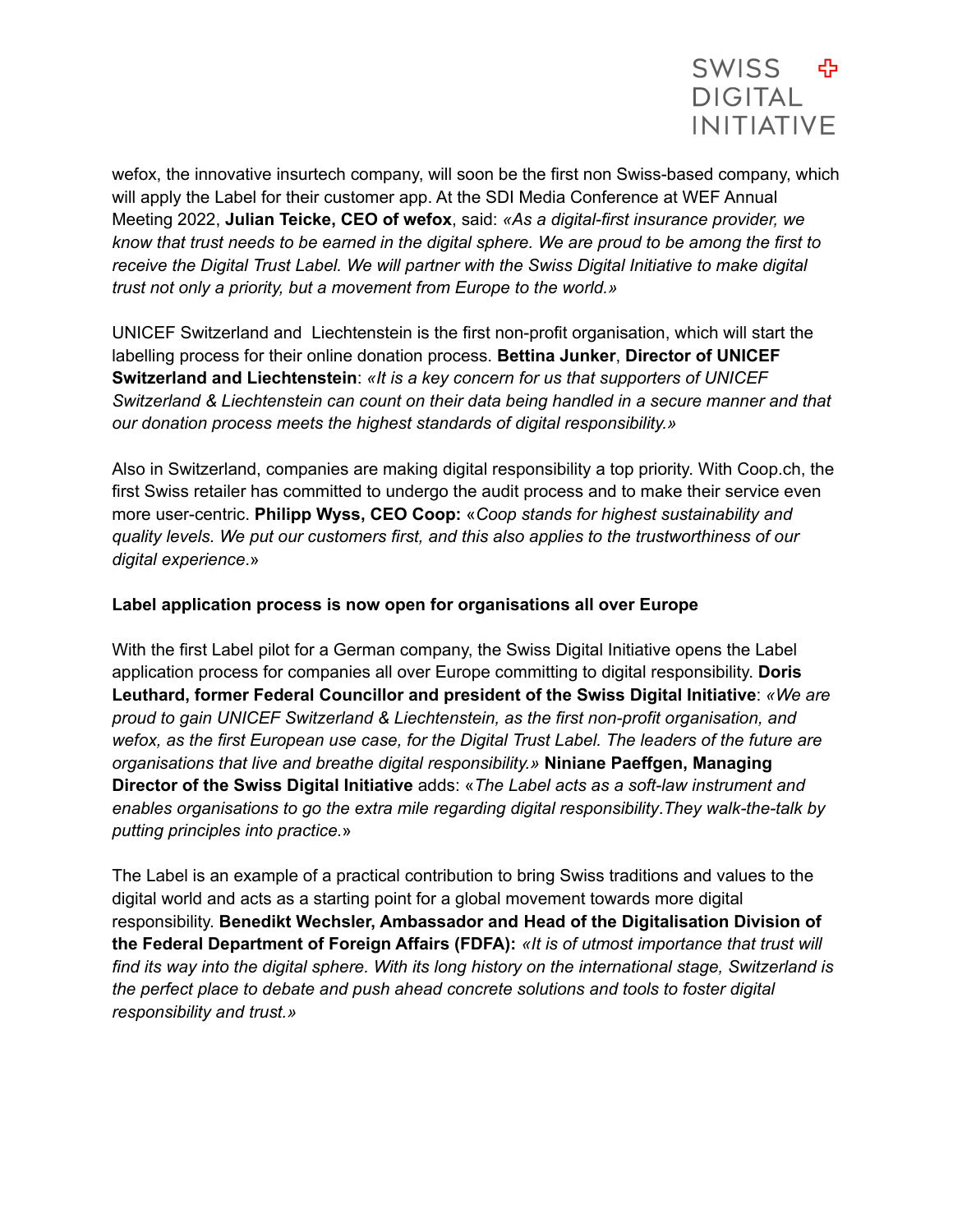wefox, the innovative insurtech company, will soon be the first non Swiss-based company, which will apply the Label for their customer app. At the SDI Media Conference at WEF Annual Meeting 2022, **Julian Teicke, CEO of wefox**, said: *«As a digital-first insurance provider, we know that trust needs to be earned in the digital sphere. We are proud to be among the first to receive the Digital Trust Label. We will partner with the Swiss Digital Initiative to make digital trust not only a priority, but a movement from Europe to the world.»*

UNICEF Switzerland and  Liechtenstein is the first non-profit organisation, which will start the labelling process for their online donation process. **Bettina Junker**, **Director of UNICEF Switzerland and Liechtenstein**: *«It is a key concern for us that supporters of UNICEF Switzerland & Liechtenstein can count on their data being handled in a secure manner and that our donation process meets the highest standards of digital responsibility.»*

Also in Switzerland, companies are making digital responsibility a top priority. With Coop.ch, the first Swiss retailer has committed to undergo the audit process and to make their service even more user-centric. **Philipp Wyss, CEO Coop:** «*Coop stands for highest sustainability and quality levels. We put our customers first, and this also applies to the trustworthiness of our digital experience*.»

**Label application process is now open for organisations all over Europe**

With the first Label pilot for a German company, the Swiss Digital Initiative opens the Label application process for companies all over Europe committing to digital responsibility. **Doris Leuthard, former Federal Councillor and president of the Swiss Digital Initiative**: *«We are proud to gain UNICEF Switzerland & Liechtenstein, as the first non-profit organisation, and wefox, as the first European use case, for the Digital Trust Label. The leaders of the future are organisations that live and breathe digital responsibility.»* **Niniane Paeffgen, Managing Director of the Swiss Digital Initiative** adds: «*The Label acts as a soft-law instrument and enables organisations to go the extra mile regarding digital responsibility.They walk-the-talk by putting principles into practice.*»

The Label is an example of a practical contribution to bring Swiss traditions and values to the digital world and acts as a starting point for a global movement towards more digital responsibility. **Benedikt Wechsler, Ambassador and Head of the Digitalisation Division of the Federal Department of Foreign Affairs (FDFA):** *«It is of utmost importance that trust will find its way into the digital sphere. With its long history on the international stage, Switzerland is the perfect place to debate and push ahead concrete solutions and tools to foster digital responsibility and trust.»*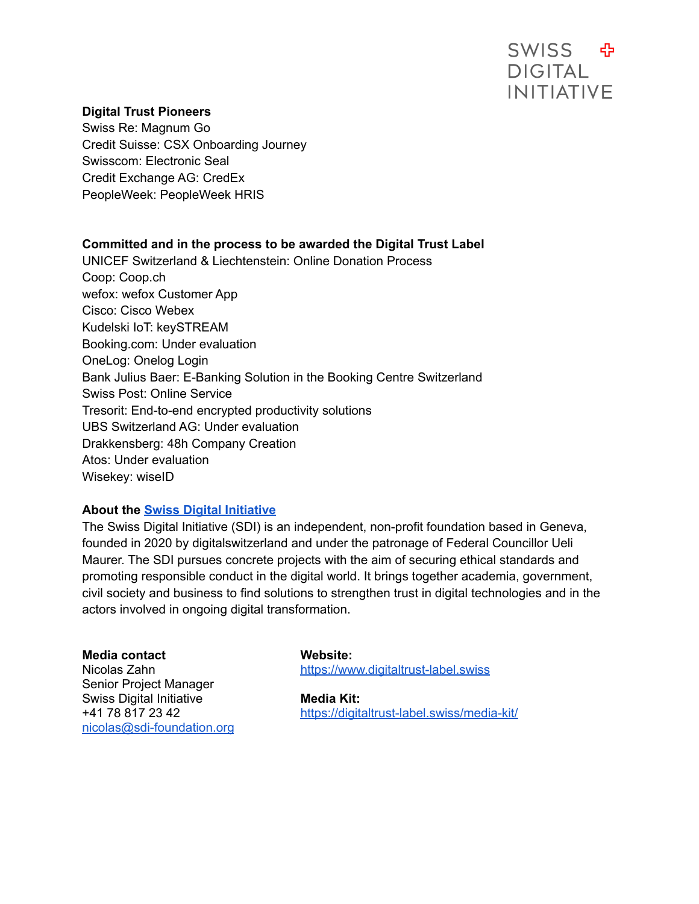**Digital Trust Pioneers**
Swiss Re: Magnum Go
Credit Suisse: CSX Onboarding Journey
Swisscom: Electronic Seal
Credit Exchange AG: CredEx
PeopleWeek: PeopleWeek HRIS

**Committed and in the process to be awarded the Digital Trust Label**
UNICEF Switzerland & Liechtenstein: Online Donation Process
Coop: Coop.ch
wefox: wefox Customer App
Cisco: Cisco Webex
Kudelski IoT: keySTREAM
Booking.com: Under evaluation
OneLog: Onelog Login
Bank Julius Baer: E-Banking Solution in the Booking Centre Switzerland
Swiss Post: Online Service
Tresorit: End-to-end encrypted productivity solutions
UBS Switzerland AG: Under evaluation
Drakkensberg: 48h Company Creation
Atos: Under evaluation
Wisekey: wiseID

**About the [Swiss Digital Initiative]**
The Swiss Digital Initiative (SDI) is an independent, non-profit foundation based in Geneva, founded in 2020 by digitalswitzerland and under the patronage of Federal Councillor Ueli Maurer. The SDI pursues concrete projects with the aim of securing ethical standards and promoting responsible conduct in the digital world. It brings together academia, government, civil society and business to find solutions to strengthen trust in digital technologies and in the actors involved in ongoing digital transformation.

**Media contact**
Nicolas Zahn
Senior Project Manager
Swiss Digital Initiative
+41 78 817 23 42
nicolas@sdi-foundation.org

**Website:**
https://www.digitaltrust-label.swiss

**Media Kit:**
https://digitaltrust-label.swiss/media-kit/